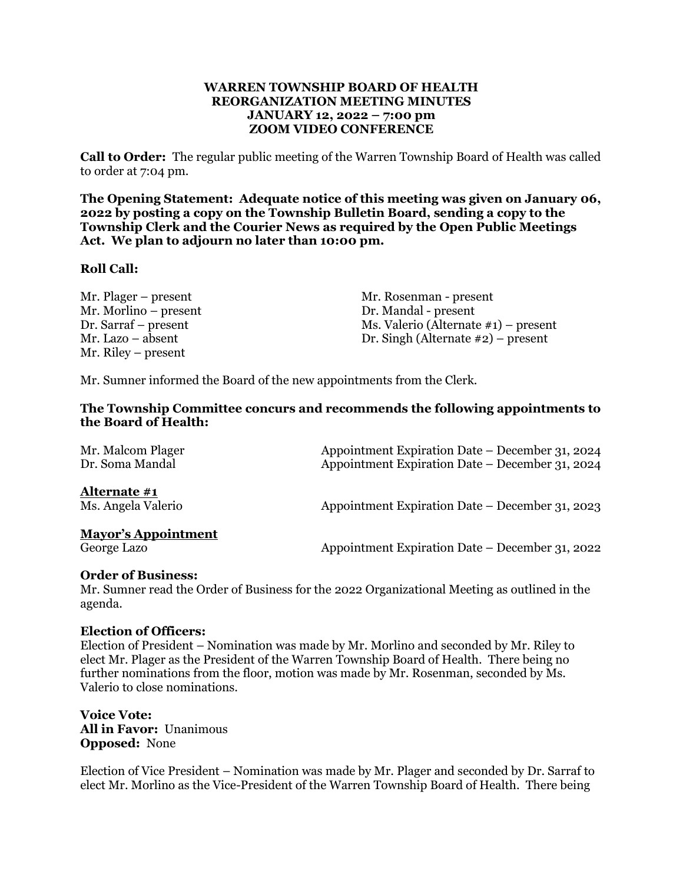**WARREN TOWNSHIP BOARD OF HEALTH**
**REORGANIZATION MEETING MINUTES**
**JANUARY 12, 2022 – 7:00 pm**
**ZOOM VIDEO CONFERENCE**

**Call to Order:** The regular public meeting of the Warren Township Board of Health was called to order at 7:04 pm.

**The Opening Statement: Adequate notice of this meeting was given on January 06, 2022 by posting a copy on the Township Bulletin Board, sending a copy to the Township Clerk and the Courier News as required by the Open Public Meetings Act. We plan to adjourn no later than 10:00 pm.**

**Roll Call:**

Mr. Plager – present
Mr. Morlino – present
Dr. Sarraf – present
Mr. Lazo – absent
Mr. Riley – present
Mr. Rosenman - present
Dr. Mandal - present
Ms. Valerio (Alternate #1) – present
Dr. Singh (Alternate #2) – present

Mr. Sumner informed the Board of the new appointments from the Clerk.

**The Township Committee concurs and recommends the following appointments to the Board of Health:**

Mr. Malcom Plager — Appointment Expiration Date – December 31, 2024
Dr. Soma Mandal — Appointment Expiration Date – December 31, 2024

**Alternate #1**
Ms. Angela Valerio — Appointment Expiration Date – December 31, 2023

**Mayor's Appointment**
George Lazo — Appointment Expiration Date – December 31, 2022

**Order of Business:**
Mr. Sumner read the Order of Business for the 2022 Organizational Meeting as outlined in the agenda.

**Election of Officers:**
Election of President – Nomination was made by Mr. Morlino and seconded by Mr. Riley to elect Mr. Plager as the President of the Warren Township Board of Health. There being no further nominations from the floor, motion was made by Mr. Rosenman, seconded by Ms. Valerio to close nominations.

**Voice Vote:**
**All in Favor:** Unanimous
**Opposed:** None

Election of Vice President – Nomination was made by Mr. Plager and seconded by Dr. Sarraf to elect Mr. Morlino as the Vice-President of the Warren Township Board of Health. There being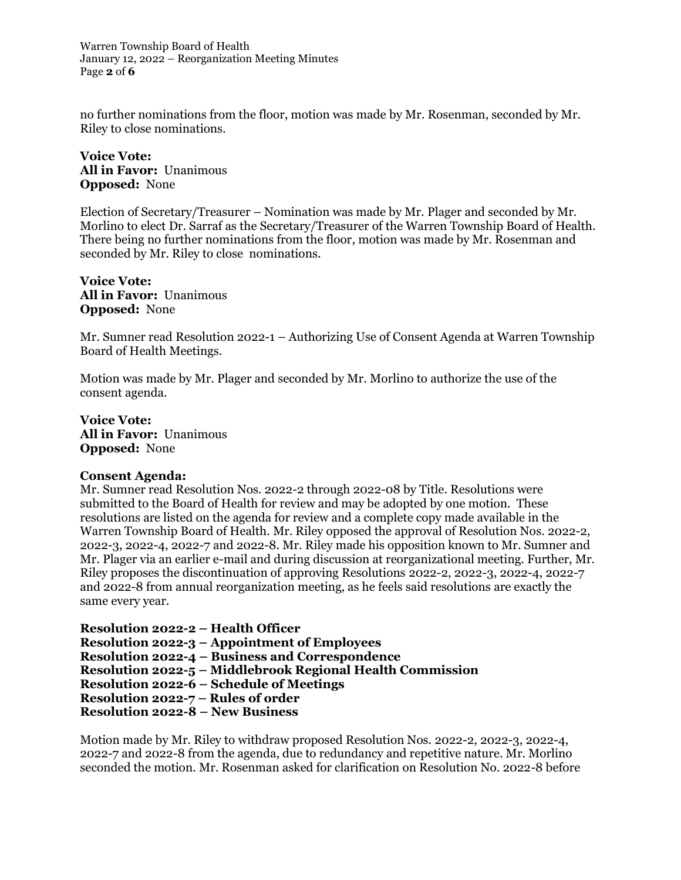no further nominations from the floor, motion was made by Mr. Rosenman, seconded by Mr. Riley to close nominations.

**Voice Vote:**
**All in Favor:** Unanimous
**Opposed:** None

Election of Secretary/Treasurer – Nomination was made by Mr. Plager and seconded by Mr. Morlino to elect Dr. Sarraf as the Secretary/Treasurer of the Warren Township Board of Health. There being no further nominations from the floor, motion was made by Mr. Rosenman and seconded by Mr. Riley to close nominations.

**Voice Vote:**
**All in Favor:** Unanimous
**Opposed:** None

Mr. Sumner read Resolution 2022-1 – Authorizing Use of Consent Agenda at Warren Township Board of Health Meetings.

Motion was made by Mr. Plager and seconded by Mr. Morlino to authorize the use of the consent agenda.

**Voice Vote:**
**All in Favor:** Unanimous
**Opposed:** None

**Consent Agenda:**
Mr. Sumner read Resolution Nos. 2022-2 through 2022-08 by Title. Resolutions were submitted to the Board of Health for review and may be adopted by one motion. These resolutions are listed on the agenda for review and a complete copy made available in the Warren Township Board of Health. Mr. Riley opposed the approval of Resolution Nos. 2022-2, 2022-3, 2022-4, 2022-7 and 2022-8. Mr. Riley made his opposition known to Mr. Sumner and Mr. Plager via an earlier e-mail and during discussion at reorganizational meeting. Further, Mr. Riley proposes the discontinuation of approving Resolutions 2022-2, 2022-3, 2022-4, 2022-7 and 2022-8 from annual reorganization meeting, as he feels said resolutions are exactly the same every year.

**Resolution 2022-2 – Health Officer**
**Resolution 2022-3 – Appointment of Employees**
**Resolution 2022-4 – Business and Correspondence**
**Resolution 2022-5 – Middlebrook Regional Health Commission**
**Resolution 2022-6 – Schedule of Meetings**
**Resolution 2022-7 – Rules of order**
**Resolution 2022-8 – New Business**

Motion made by Mr. Riley to withdraw proposed Resolution Nos. 2022-2, 2022-3, 2022-4, 2022-7 and 2022-8 from the agenda, due to redundancy and repetitive nature. Mr. Morlino seconded the motion. Mr. Rosenman asked for clarification on Resolution No. 2022-8 before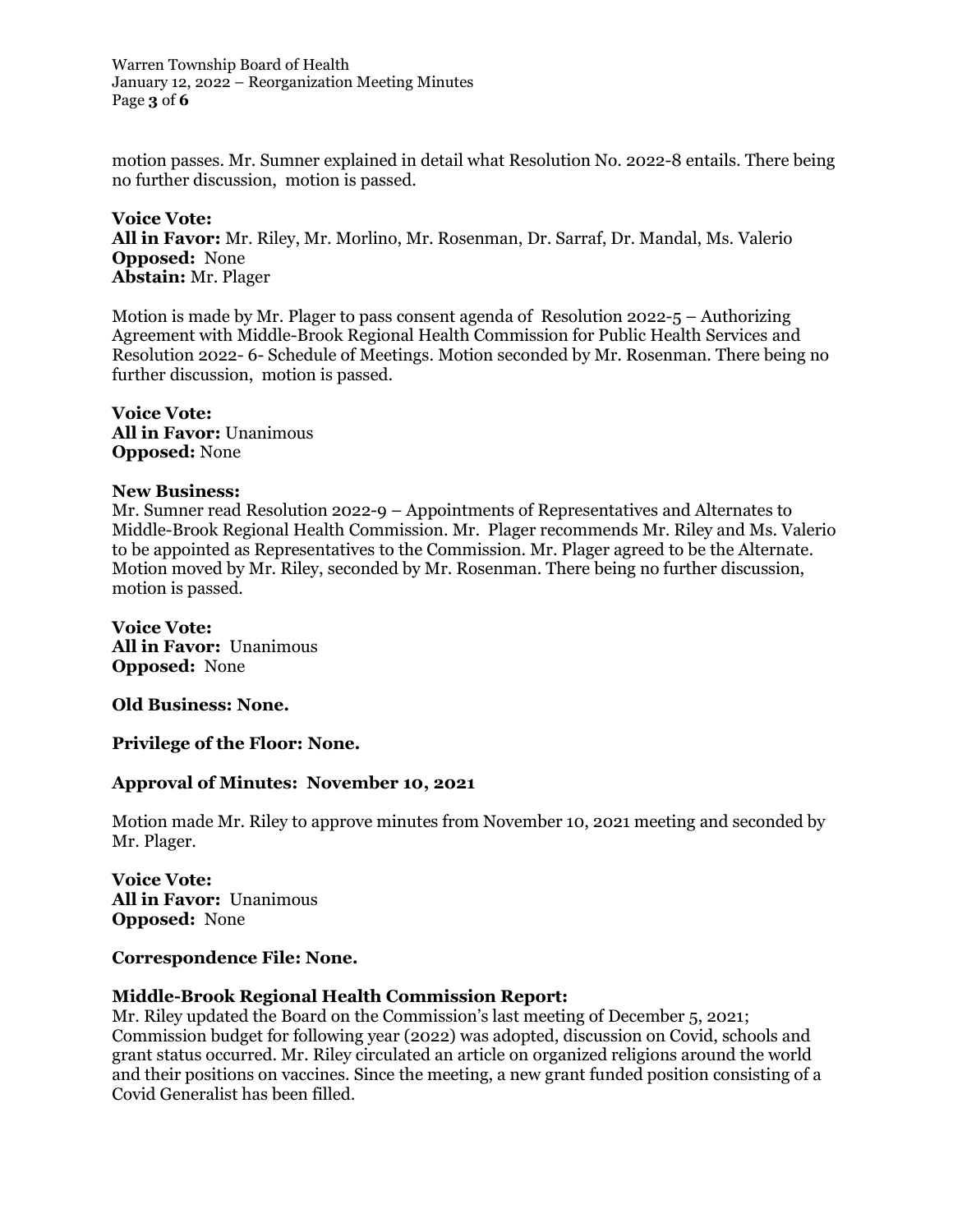motion passes. Mr. Sumner explained in detail what Resolution No. 2022-8 entails. There being no further discussion, motion is passed.

**Voice Vote:**
**All in Favor:** Mr. Riley, Mr. Morlino, Mr. Rosenman, Dr. Sarraf, Dr. Mandal, Ms. Valerio
**Opposed:** None
**Abstain:** Mr. Plager

Motion is made by Mr. Plager to pass consent agenda of Resolution 2022-5 – Authorizing Agreement with Middle-Brook Regional Health Commission for Public Health Services and Resolution 2022- 6- Schedule of Meetings. Motion seconded by Mr. Rosenman. There being no further discussion, motion is passed.

**Voice Vote:**
**All in Favor:** Unanimous
**Opposed:** None

**New Business:**
Mr. Sumner read Resolution 2022-9 – Appointments of Representatives and Alternates to Middle-Brook Regional Health Commission. Mr. Plager recommends Mr. Riley and Ms. Valerio to be appointed as Representatives to the Commission. Mr. Plager agreed to be the Alternate. Motion moved by Mr. Riley, seconded by Mr. Rosenman. There being no further discussion, motion is passed.

**Voice Vote:**
**All in Favor:** Unanimous
**Opposed:** None

**Old Business: None.**

**Privilege of the Floor: None.**

**Approval of Minutes: November 10, 2021**

Motion made Mr. Riley to approve minutes from November 10, 2021 meeting and seconded by Mr. Plager.

**Voice Vote:**
**All in Favor:** Unanimous
**Opposed:** None

**Correspondence File: None.**

**Middle-Brook Regional Health Commission Report:**
Mr. Riley updated the Board on the Commission's last meeting of December 5, 2021; Commission budget for following year (2022) was adopted, discussion on Covid, schools and grant status occurred. Mr. Riley circulated an article on organized religions around the world and their positions on vaccines. Since the meeting, a new grant funded position consisting of a Covid Generalist has been filled.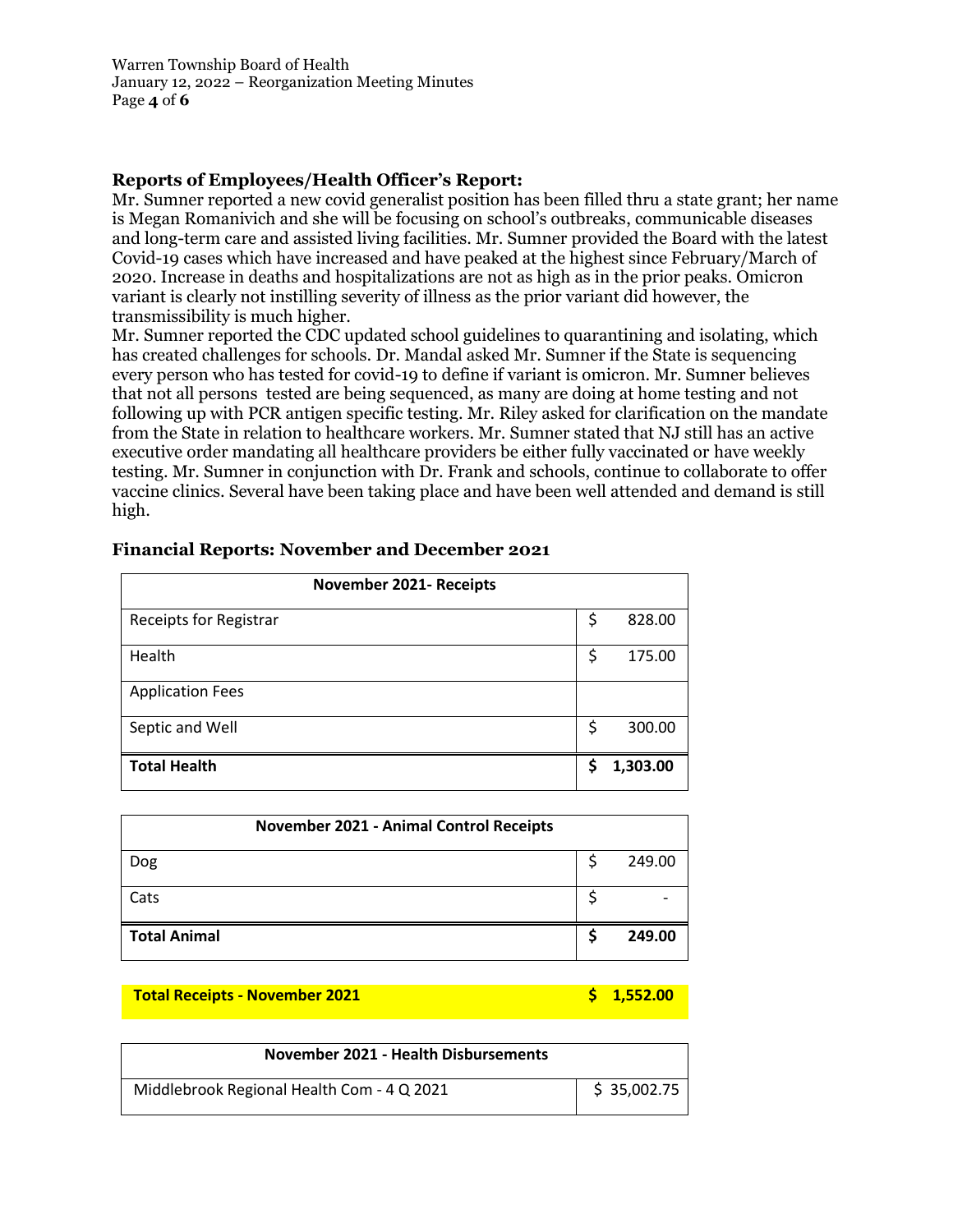## Reports of Employees/Health Officer's Report:

Mr. Sumner reported a new covid generalist position has been filled thru a state grant; her name is Megan Romanivich and she will be focusing on school's outbreaks, communicable diseases and long-term care and assisted living facilities. Mr. Sumner provided the Board with the latest Covid-19 cases which have increased and have peaked at the highest since February/March of 2020. Increase in deaths and hospitalizations are not as high as in the prior peaks. Omicron variant is clearly not instilling severity of illness as the prior variant did however, the transmissibility is much higher.

Mr. Sumner reported the CDC updated school guidelines to quarantining and isolating, which has created challenges for schools. Dr. Mandal asked Mr. Sumner if the State is sequencing every person who has tested for covid-19 to define if variant is omicron. Mr. Sumner believes that not all persons tested are being sequenced, as many are doing at home testing and not following up with PCR antigen specific testing. Mr. Riley asked for clarification on the mandate from the State in relation to healthcare workers. Mr. Sumner stated that NJ still has an active executive order mandating all healthcare providers be either fully vaccinated or have weekly testing. Mr. Sumner in conjunction with Dr. Frank and schools, continue to collaborate to offer vaccine clinics. Several have been taking place and have been well attended and demand is still high.

## Financial Reports: November and December 2021

| November 2021- Receipts | |
|---|---|
| Receipts for Registrar | $ 828.00 |
| Health | $ 175.00 |
| Application Fees | |
| Septic and Well | $ 300.00 |
| **Total Health** | **$ 1,303.00** |

| November 2021 - Animal Control Receipts | |
|---|---|
| Dog | $ 249.00 |
| Cats | $ - |
| **Total Animal** | **$ 249.00** |

| **Total Receipts - November 2021** | **$ 1,552.00** |
|---|---|

| November 2021 - Health Disbursements | |
|---|---|
| Middlebrook Regional Health Com - 4 Q 2021 | $ 35,002.75 |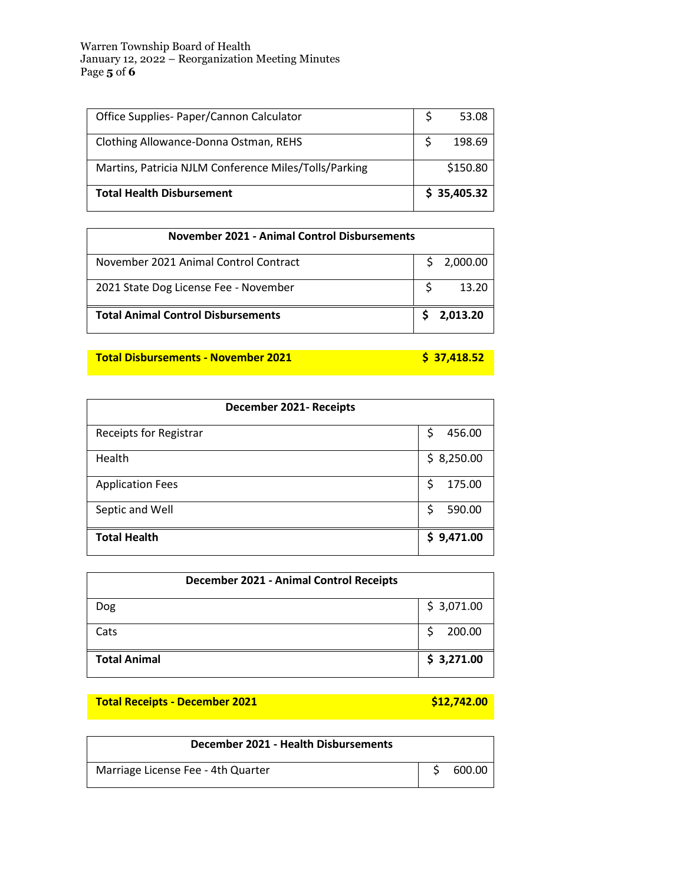| | |
|---|---|
| Office Supplies- Paper/Cannon Calculator | $ 53.08 |
| Clothing Allowance-Donna Ostman, REHS | $ 198.69 |
| Martins, Patricia NJLM Conference Miles/Tolls/Parking | $150.80 |
| **Total Health Disbursement** | **$ 35,405.32** |

| November 2021 - Animal Control Disbursements | |
|---|---|
| November 2021 Animal Control Contract | $ 2,000.00 |
| 2021 State Dog License Fee - November | $ 13.20 |
| **Total Animal Control Disbursements** | **$ 2,013.20** |

**Total Disbursements - November 2021** **$ 37,418.52**

| December 2021- Receipts | |
|---|---|
| Receipts for Registrar | $ 456.00 |
| Health | $ 8,250.00 |
| Application Fees | $ 175.00 |
| Septic and Well | $ 590.00 |
| **Total Health** | **$ 9,471.00** |

| December 2021 - Animal Control Receipts | |
|---|---|
| Dog | $ 3,071.00 |
| Cats | $ 200.00 |
| **Total Animal** | **$ 3,271.00** |

**Total Receipts - December 2021** **$12,742.00**

| December 2021 - Health Disbursements | |
|---|---|
| Marriage License Fee - 4th Quarter | $ 600.00 |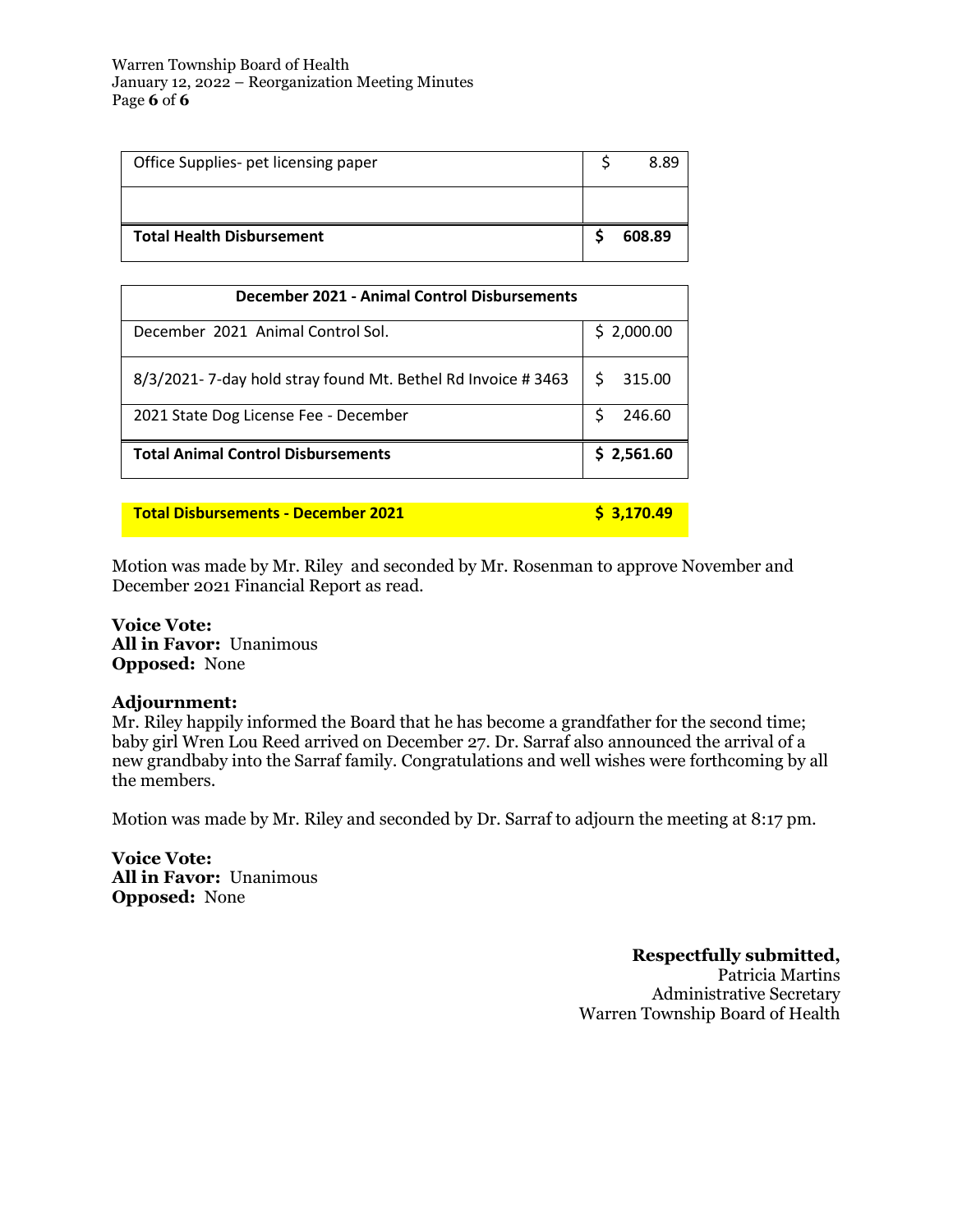| | |
|---|---|
| Office Supplies- pet licensing paper | $ 8.89 |
| | |
| **Total Health Disbursement** | **$ 608.89** |

| December 2021 - Animal Control Disbursements | |
|---|---|
| December 2021 Animal Control Sol. | $ 2,000.00 |
| 8/3/2021- 7-day hold stray found Mt. Bethel Rd Invoice # 3463 | $ 315.00 |
| 2021 State Dog License Fee - December | $ 246.60 |
| **Total Animal Control Disbursements** | **$ 2,561.60** |

| | |
|---|---|
| **Total Disbursements - December 2021** | **$ 3,170.49** |

Motion was made by Mr. Riley and seconded by Mr. Rosenman to approve November and December 2021 Financial Report as read.

**Voice Vote:**
**All in Favor:** Unanimous
**Opposed:** None

**Adjournment:**
Mr. Riley happily informed the Board that he has become a grandfather for the second time; baby girl Wren Lou Reed arrived on December 27. Dr. Sarraf also announced the arrival of a new grandbaby into the Sarraf family. Congratulations and well wishes were forthcoming by all the members.

Motion was made by Mr. Riley and seconded by Dr. Sarraf to adjourn the meeting at 8:17 pm.

**Voice Vote:**
**All in Favor:** Unanimous
**Opposed:** None

**Respectfully submitted,**
Patricia Martins
Administrative Secretary
Warren Township Board of Health